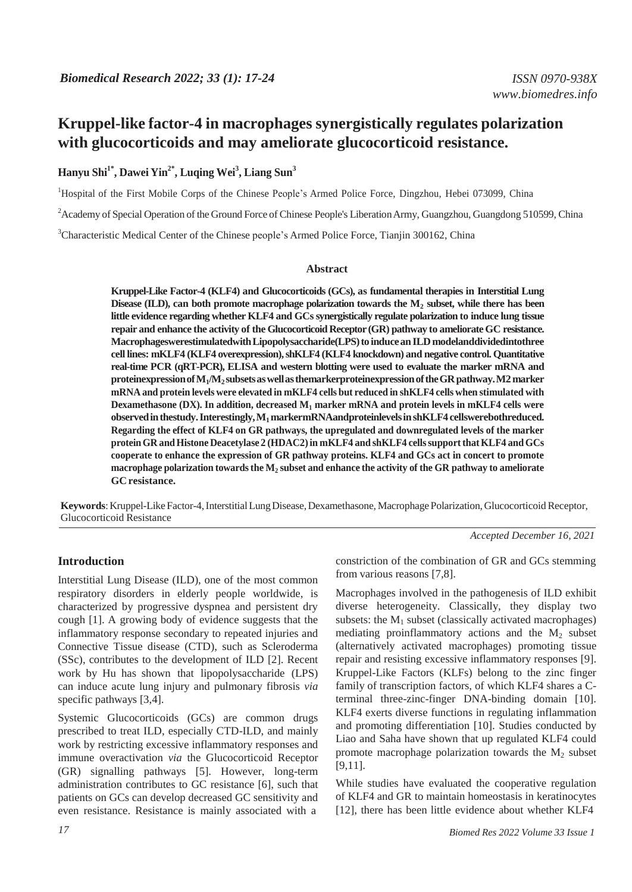# Kruppel-like factor-4 in macrophages synergistically regulates polarization with glucocorticoids and may ameliorate glucocorticoid resistance.

**Hanyu Shi[1*], Dawei Yin[2*], Luqing Wei[3], Liang Sun[3]**

[1]Hospital of the First Mobile Corps of the Chinese People's Armed Police Force, Dingzhou, Hebei 073099, China

[2]Academy of Special Operation of the Ground Force of Chinese People's Liberation Army, Guangzhou, Guangdong 510599, China

[3]Characteristic Medical Center of the Chinese people's Armed Police Force, Tianjin 300162, China

## Abstract

**Kruppel-Like Factor-4 (KLF4) and Glucocorticoids (GCs), as fundamental therapies in Interstitial Lung Disease (ILD), can both promote macrophage polarization towards the $M_2$ subset, while there has been little evidence regarding whether KLF4 and GCs synergistically regulate polarization to induce lung tissue repair and enhance the activity of the Glucocorticoid Receptor (GR) pathway to ameliorate GC resistance. Macrophages were stimulated with Lipopolysaccharide (LPS) to induce an ILD model and divided into three cell lines: mKLF4 (KLF4 overexpression), shKLF4 (KLF4 knockdown) and negative control. Quantitative real-time PCR (qRT-PCR), ELISA and western blotting were used to evaluate the marker mRNA and protein expression of $M_1$/$M_2$ subsets as well as the marker protein expression of the GR pathway. M2 marker mRNA and protein levels were elevated in mKLF4 cells but reduced in shKLF4 cells when stimulated with Dexamethasone (DX). In addition, decreased $M_1$ marker mRNA and protein levels in mKLF4 cells were observed in the study. Interestingly, $M_1$ marker mRNA and protein levels in shKLF4 cells were both reduced. Regarding the effect of KLF4 on GR pathways, the upregulated and downregulated levels of the marker protein GR and Histone Deacetylase 2 (HDAC2) in mKLF4 and shKLF4 cells support that KLF4 and GCs cooperate to enhance the expression of GR pathway proteins. KLF4 and GCs act in concert to promote macrophage polarization towards the $M_2$ subset and enhance the activity of the GR pathway to ameliorate GC resistance.**

**Keywords**: Kruppel-Like Factor-4, Interstitial Lung Disease, Dexamethasone, Macrophage Polarization, Glucocorticoid Receptor, Glucocorticoid Resistance

*Accepted December 16, 2021*

## Introduction

Interstitial Lung Disease (ILD), one of the most common respiratory disorders in elderly people worldwide, is characterized by progressive dyspnea and persistent dry cough [1]. A growing body of evidence suggests that the inflammatory response secondary to repeated injuries and Connective Tissue disease (CTD), such as Scleroderma (SSc), contributes to the development of ILD [2]. Recent work by Hu has shown that lipopolysaccharide (LPS) can induce acute lung injury and pulmonary fibrosis *via* specific pathways [3,4].

Systemic Glucocorticoids (GCs) are common drugs prescribed to treat ILD, especially CTD-ILD, and mainly work by restricting excessive inflammatory responses and immune overactivation *via* the Glucocorticoid Receptor (GR) signalling pathways [5]. However, long-term administration contributes to GC resistance [6], such that patients on GCs can develop decreased GC sensitivity and even resistance. Resistance is mainly associated with a constriction of the combination of GR and GCs stemming from various reasons [7,8].

Macrophages involved in the pathogenesis of ILD exhibit diverse heterogeneity. Classically, they display two subsets: the $M_1$ subset (classically activated macrophages) mediating proinflammatory actions and the $M_2$ subset (alternatively activated macrophages) promoting tissue repair and resisting excessive inflammatory responses [9]. Kruppel-Like Factors (KLFs) belong to the zinc finger family of transcription factors, of which KLF4 shares a C-terminal three-zinc-finger DNA-binding domain [10]. KLF4 exerts diverse functions in regulating inflammation and promoting differentiation [10]. Studies conducted by Liao and Saha have shown that up regulated KLF4 could promote macrophage polarization towards the $M_2$ subset [9,11].

While studies have evaluated the cooperative regulation of KLF4 and GR to maintain homeostasis in keratinocytes [12], there has been little evidence about whether KLF4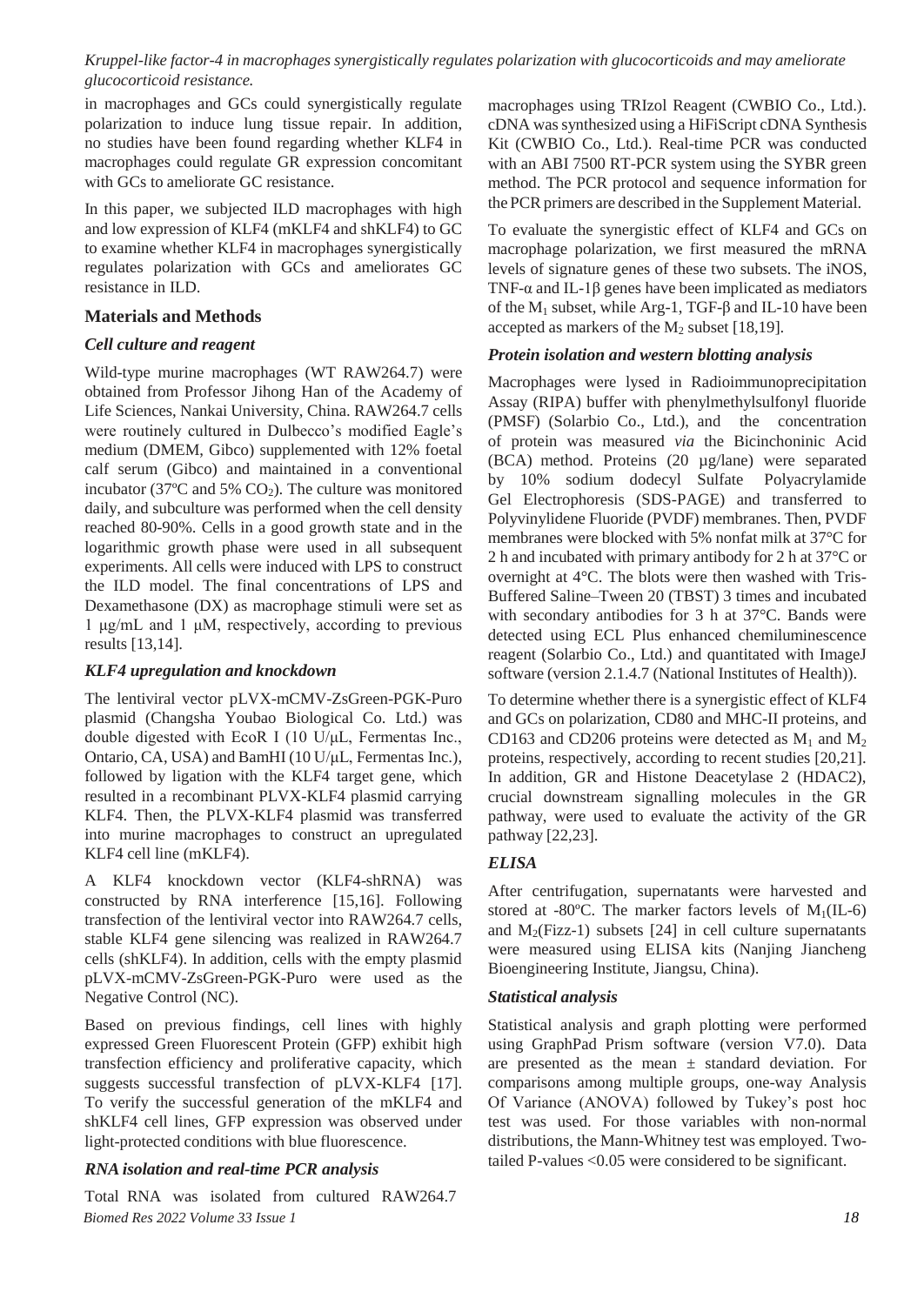in macrophages and GCs could synergistically regulate polarization to induce lung tissue repair. In addition, no studies have been found regarding whether KLF4 in macrophages could regulate GR expression concomitant with GCs to ameliorate GC resistance.

In this paper, we subjected ILD macrophages with high and low expression of KLF4 (mKLF4 and shKLF4) to GC to examine whether KLF4 in macrophages synergistically regulates polarization with GCs and ameliorates GC resistance in ILD.

## Materials and Methods

### *Cell culture and reagent*

Wild-type murine macrophages (WT RAW264.7) were obtained from Professor Jihong Han of the Academy of Life Sciences, Nankai University, China. RAW264.7 cells were routinely cultured in Dulbecco's modified Eagle's medium (DMEM, Gibco) supplemented with 12% foetal calf serum (Gibco) and maintained in a conventional incubator (37ºC and 5% $CO_2$). The culture was monitored daily, and subculture was performed when the cell density reached 80-90%. Cells in a good growth state and in the logarithmic growth phase were used in all subsequent experiments. All cells were induced with LPS to construct the ILD model. The final concentrations of LPS and Dexamethasone (DX) as macrophage stimuli were set as 1 µg/mL and 1 µM, respectively, according to previous results [13,14].

### *KLF4 upregulation and knockdown*

The lentiviral vector pLVX-mCMV-ZsGreen-PGK-Puro plasmid (Changsha Youbao Biological Co. Ltd.) was double digested with EcoR I (10 U/µL, Fermentas Inc., Ontario, CA, USA) and BamHI (10 U/µL, Fermentas Inc.), followed by ligation with the KLF4 target gene, which resulted in a recombinant PLVX-KLF4 plasmid carrying KLF4. Then, the PLVX-KLF4 plasmid was transferred into murine macrophages to construct an upregulated KLF4 cell line (mKLF4).

A KLF4 knockdown vector (KLF4-shRNA) was constructed by RNA interference [15,16]. Following transfection of the lentiviral vector into RAW264.7 cells, stable KLF4 gene silencing was realized in RAW264.7 cells (shKLF4). In addition, cells with the empty plasmid pLVX-mCMV-ZsGreen-PGK-Puro were used as the Negative Control (NC).

Based on previous findings, cell lines with highly expressed Green Fluorescent Protein (GFP) exhibit high transfection efficiency and proliferative capacity, which suggests successful transfection of pLVX-KLF4 [17]. To verify the successful generation of the mKLF4 and shKLF4 cell lines, GFP expression was observed under light-protected conditions with blue fluorescence.

### *RNA isolation and real-time PCR analysis*

Total RNA was isolated from cultured RAW264.7 macrophages using TRIzol Reagent (CWBIO Co., Ltd.). cDNA was synthesized using a HiFiScript cDNA Synthesis Kit (CWBIO Co., Ltd.). Real-time PCR was conducted with an ABI 7500 RT-PCR system using the SYBR green method. The PCR protocol and sequence information for the PCR primers are described in the Supplement Material.

To evaluate the synergistic effect of KLF4 and GCs on macrophage polarization, we first measured the mRNA levels of signature genes of these two subsets. The iNOS, TNF-α and IL-1β genes have been implicated as mediators of the $M_1$ subset, while Arg-1, TGF-β and IL-10 have been accepted as markers of the $M_2$ subset [18,19].

### *Protein isolation and western blotting analysis*

Macrophages were lysed in Radioimmunoprecipitation Assay (RIPA) buffer with phenylmethylsulfonyl fluoride (PMSF) (Solarbio Co., Ltd.), and the concentration of protein was measured *via* the Bicinchoninic Acid (BCA) method. Proteins (20 µg/lane) were separated by 10% sodium dodecyl Sulfate Polyacrylamide Gel Electrophoresis (SDS-PAGE) and transferred to Polyvinylidene Fluoride (PVDF) membranes. Then, PVDF membranes were blocked with 5% nonfat milk at 37°C for 2 h and incubated with primary antibody for 2 h at 37°C or overnight at 4°C. The blots were then washed with Tris-Buffered Saline–Tween 20 (TBST) 3 times and incubated with secondary antibodies for 3 h at 37°C. Bands were detected using ECL Plus enhanced chemiluminescence reagent (Solarbio Co., Ltd.) and quantitated with ImageJ software (version 2.1.4.7 (National Institutes of Health)).

To determine whether there is a synergistic effect of KLF4 and GCs on polarization, CD80 and MHC-II proteins, and CD163 and CD206 proteins were detected as $M_1$ and $M_2$ proteins, respectively, according to recent studies [20,21]. In addition, GR and Histone Deacetylase 2 (HDAC2), crucial downstream signalling molecules in the GR pathway, were used to evaluate the activity of the GR pathway [22,23].

### *ELISA*

After centrifugation, supernatants were harvested and stored at -80ºC. The marker factors levels of $M_1$(IL-6) and $M_2$(Fizz-1) subsets [24] in cell culture supernatants were measured using ELISA kits (Nanjing Jiancheng Bioengineering Institute, Jiangsu, China).

### *Statistical analysis*

Statistical analysis and graph plotting were performed using GraphPad Prism software (version V7.0). Data are presented as the mean ± standard deviation. For comparisons among multiple groups, one-way Analysis Of Variance (ANOVA) followed by Tukey's post hoc test was used. For those variables with non-normal distributions, the Mann-Whitney test was employed. Two-tailed P-values <0.05 were considered to be significant.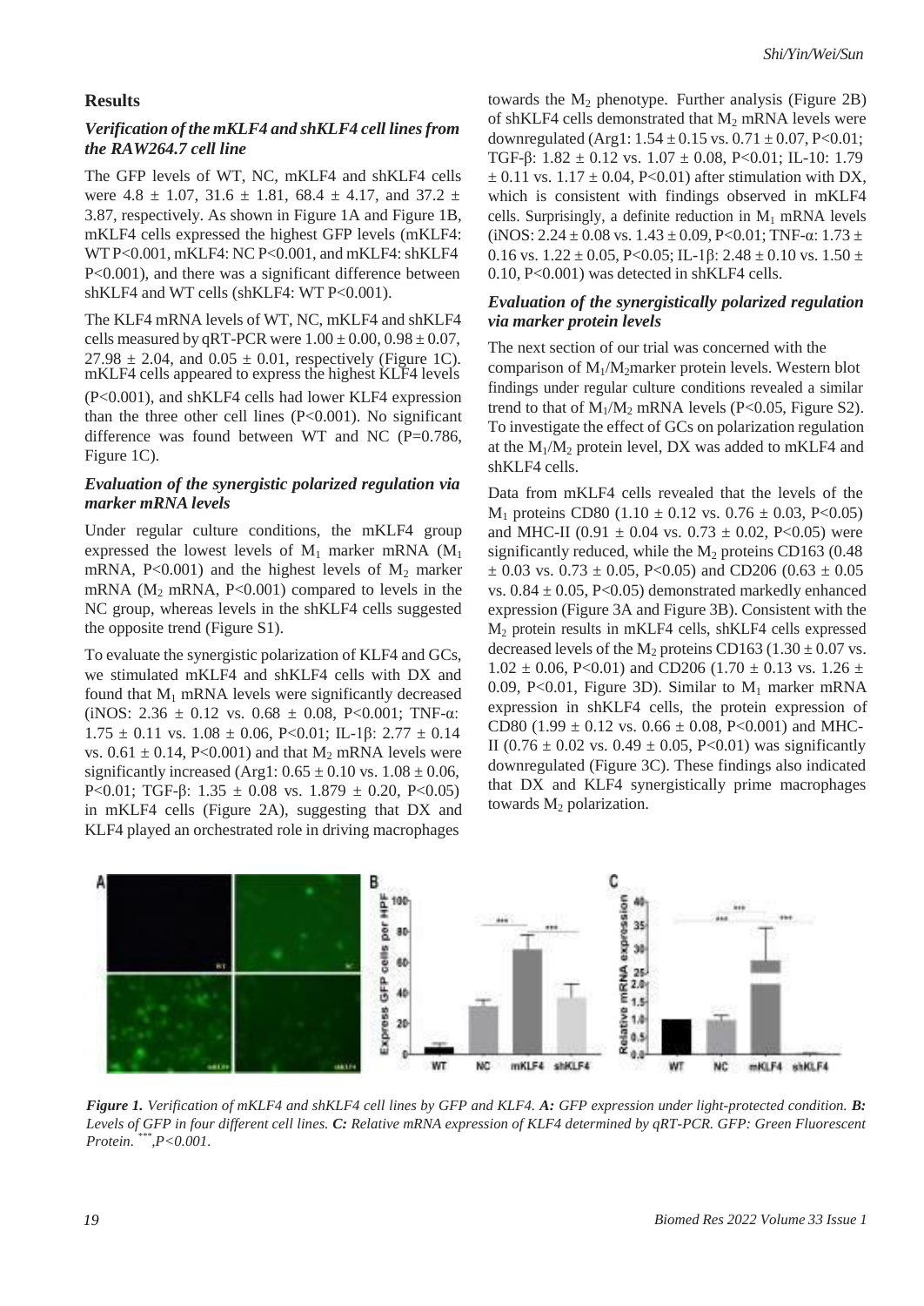## Results

### *Verification of the mKLF4 and shKLF4 cell lines from the RAW264.7 cell line*

The GFP levels of WT, NC, mKLF4 and shKLF4 cells were 4.8 ± 1.07, 31.6 ± 1.81, 68.4 ± 4.17, and 37.2 ± 3.87, respectively. As shown in Figure 1A and Figure 1B, mKLF4 cells expressed the highest GFP levels (mKLF4: WT P<0.001, mKLF4: NC P<0.001, and mKLF4: shKLF4 P<0.001), and there was a significant difference between shKLF4 and WT cells (shKLF4: WT P<0.001).

The KLF4 mRNA levels of WT, NC, mKLF4 and shKLF4 cells measured by qRT-PCR were 1.00 ± 0.00, 0.98 ± 0.07, 27.98 ± 2.04, and 0.05 ± 0.01, respectively (Figure 1C). mKLF4 cells appeared to express the highest KLF4 levels (P<0.001), and shKLF4 cells had lower KLF4 expression than the three other cell lines (P<0.001). No significant difference was found between WT and NC (P=0.786, Figure 1C).

### *Evaluation of the synergistic polarized regulation via marker mRNA levels*

Under regular culture conditions, the mKLF4 group expressed the lowest levels of $M_1$ marker mRNA ($M_1$ mRNA, P<0.001) and the highest levels of $M_2$ marker mRNA ($M_2$ mRNA, P<0.001) compared to levels in the NC group, whereas levels in the shKLF4 cells suggested the opposite trend (Figure S1).

To evaluate the synergistic polarization of KLF4 and GCs, we stimulated mKLF4 and shKLF4 cells with DX and found that $M_1$ mRNA levels were significantly decreased (iNOS: 2.36 ± 0.12 vs. 0.68 ± 0.08, P<0.001; TNF-α: 1.75 ± 0.11 vs. 1.08 ± 0.06, P<0.01; IL-1β: 2.77 ± 0.14 vs. 0.61 ± 0.14, P<0.001) and that $M_2$ mRNA levels were significantly increased (Arg1: 0.65 ± 0.10 vs. 1.08 ± 0.06, P<0.01; TGF-β: 1.35 ± 0.08 vs. 1.879 ± 0.20, P<0.05) in mKLF4 cells (Figure 2A), suggesting that DX and KLF4 played an orchestrated role in driving macrophages towards the $M_2$ phenotype. Further analysis (Figure 2B) of shKLF4 cells demonstrated that $M_2$ mRNA levels were downregulated (Arg1: 1.54 ± 0.15 vs. 0.71 ± 0.07, P<0.01; TGF-β: 1.82 ± 0.12 vs. 1.07 ± 0.08, P<0.01; IL-10: 1.79 ± 0.11 vs. 1.17 ± 0.04, P<0.01) after stimulation with DX, which is consistent with findings observed in mKLF4 cells. Surprisingly, a definite reduction in $M_1$ mRNA levels (iNOS: 2.24 ± 0.08 vs. 1.43 ± 0.09, P<0.01; TNF-α: 1.73 ± 0.16 vs. 1.22 ± 0.05, P<0.05; IL-1β: 2.48 ± 0.10 vs. 1.50 ± 0.10, P<0.001) was detected in shKLF4 cells.

### *Evaluation of the synergistically polarized regulation via marker protein levels*

The next section of our trial was concerned with the comparison of $M_1$/$M_2$marker protein levels. Western blot findings under regular culture conditions revealed a similar trend to that of $M_1$/$M_2$ mRNA levels (P<0.05, Figure S2). To investigate the effect of GCs on polarization regulation at the $M_1$/$M_2$ protein level, DX was added to mKLF4 and shKLF4 cells.

Data from mKLF4 cells revealed that the levels of the $M_1$ proteins CD80 (1.10 ± 0.12 vs. 0.76 ± 0.03, P<0.05) and MHC-II (0.91 ± 0.04 vs. 0.73 ± 0.02, P<0.05) were significantly reduced, while the $M_2$ proteins CD163 (0.48 ± 0.03 vs. 0.73 ± 0.05, P<0.05) and CD206 (0.63 ± 0.05 vs. 0.84 ± 0.05, P<0.05) demonstrated markedly enhanced expression (Figure 3A and Figure 3B). Consistent with the $M_2$ protein results in mKLF4 cells, shKLF4 cells expressed decreased levels of the $M_2$ proteins CD163 (1.30 ± 0.07 vs. 1.02 ± 0.06, P<0.01) and CD206 (1.70 ± 0.13 vs. 1.26 ± 0.09, P<0.01, Figure 3D). Similar to $M_1$ marker mRNA expression in shKLF4 cells, the protein expression of CD80 (1.99 ± 0.12 vs. 0.66 ± 0.08, P<0.001) and MHC-II (0.76 ± 0.02 vs. 0.49 ± 0.05, P<0.01) was significantly downregulated (Figure 3C). These findings also indicated that DX and KLF4 synergistically prime macrophages towards $M_2$ polarization.

***Figure 1.*** *Verification of mKLF4 and shKLF4 cell lines by GFP and KLF4.* ***A:*** *GFP expression under light-protected condition.* ***B:*** *Levels of GFP in four different cell lines.* ***C:*** *Relative mRNA expression of KLF4 determined by qRT-PCR. GFP: Green Fluorescent Protein. \*\*\*, P<0.001.*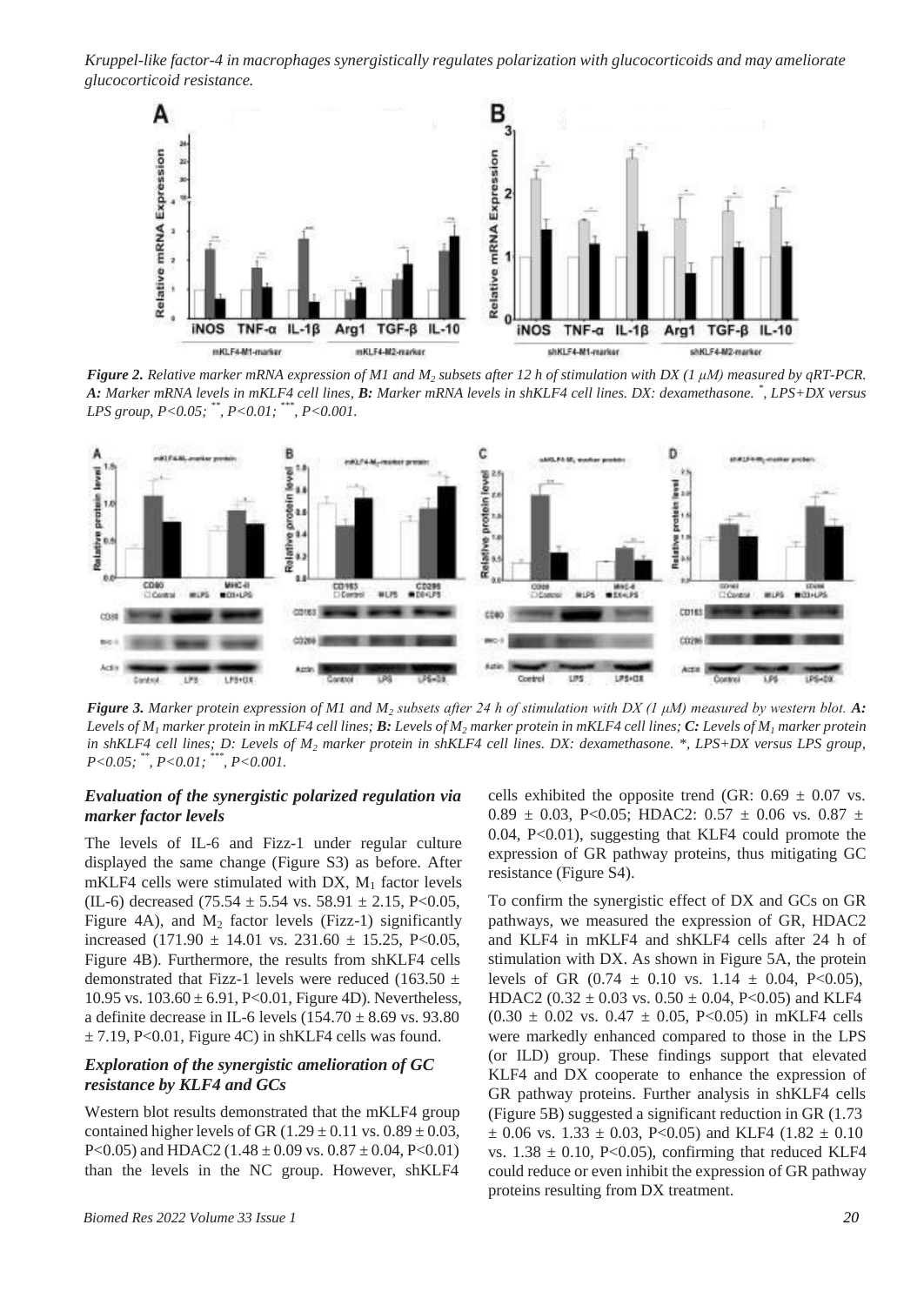*Kruppel-like factor-4 in macrophages synergistically regulates polarization with glucocorticoids and may ameliorate glucocorticoid resistance.*

***Figure 2.*** *Relative marker mRNA expression of M1 and $M_2$ subsets after 12 h of stimulation with DX (1 μM) measured by qRT-PCR.* ***A:*** *Marker mRNA levels in mKLF4 cell lines,* ***B:*** *Marker mRNA levels in shKLF4 cell lines. DX: dexamethasone. \*, LPS+DX versus LPS group, P<0.05; \*\*, P<0.01; \*\*\*, P<0.001.*

***Figure 3.*** *Marker protein expression of M1 and $M_2$ subsets after 24 h of stimulation with DX (1 μM) measured by western blot.* ***A:*** *Levels of $M_1$ marker protein in mKLF4 cell lines;* ***B:*** *Levels of $M_2$ marker protein in mKLF4 cell lines;* ***C:*** *Levels of $M_1$ marker protein in shKLF4 cell lines; D: Levels of $M_2$ marker protein in shKLF4 cell lines. DX: dexamethasone. \*, LPS+DX versus LPS group, P<0.05; \*\*, P<0.01; \*\*\*, P<0.001.*

### *Evaluation of the synergistic polarized regulation via marker factor levels*

The levels of IL-6 and Fizz-1 under regular culture displayed the same change (Figure S3) as before. After mKLF4 cells were stimulated with DX, $M_1$ factor levels (IL-6) decreased (75.54 ± 5.54 vs. 58.91 ± 2.15, P<0.05, Figure 4A), and $M_2$ factor levels (Fizz-1) significantly increased (171.90 ± 14.01 vs. 231.60 ± 15.25, P<0.05, Figure 4B). Furthermore, the results from shKLF4 cells demonstrated that Fizz-1 levels were reduced (163.50 ± 10.95 vs. 103.60 ± 6.91, P<0.01, Figure 4D). Nevertheless, a definite decrease in IL-6 levels (154.70 ± 8.69 vs. 93.80 ± 7.19, P<0.01, Figure 4C) in shKLF4 cells was found.

### *Exploration of the synergistic amelioration of GC resistance by KLF4 and GCs*

Western blot results demonstrated that the mKLF4 group contained higher levels of GR (1.29 ± 0.11 vs. 0.89 ± 0.03, P<0.05) and HDAC2 (1.48 ± 0.09 vs. 0.87 ± 0.04, P<0.01) than the levels in the NC group. However, shKLF4 cells exhibited the opposite trend (GR: 0.69 ± 0.07 vs. 0.89 ± 0.03, P<0.05; HDAC2: 0.57 ± 0.06 vs. 0.87 ± 0.04, P<0.01), suggesting that KLF4 could promote the expression of GR pathway proteins, thus mitigating GC resistance (Figure S4).

To confirm the synergistic effect of DX and GCs on GR pathways, we measured the expression of GR, HDAC2 and KLF4 in mKLF4 and shKLF4 cells after 24 h of stimulation with DX. As shown in Figure 5A, the protein levels of GR (0.74 ± 0.10 vs. 1.14 ± 0.04, P<0.05), HDAC2 (0.32 ± 0.03 vs. 0.50 ± 0.04, P<0.05) and KLF4 (0.30 ± 0.02 vs. 0.47 ± 0.05, P<0.05) in mKLF4 cells were markedly enhanced compared to those in the LPS (or ILD) group. These findings support that elevated KLF4 and DX cooperate to enhance the expression of GR pathway proteins. Further analysis in shKLF4 cells (Figure 5B) suggested a significant reduction in GR (1.73 ± 0.06 vs. 1.33 ± 0.03, P<0.05) and KLF4 (1.82 ± 0.10 vs. 1.38 ± 0.10, P<0.05), confirming that reduced KLF4 could reduce or even inhibit the expression of GR pathway proteins resulting from DX treatment.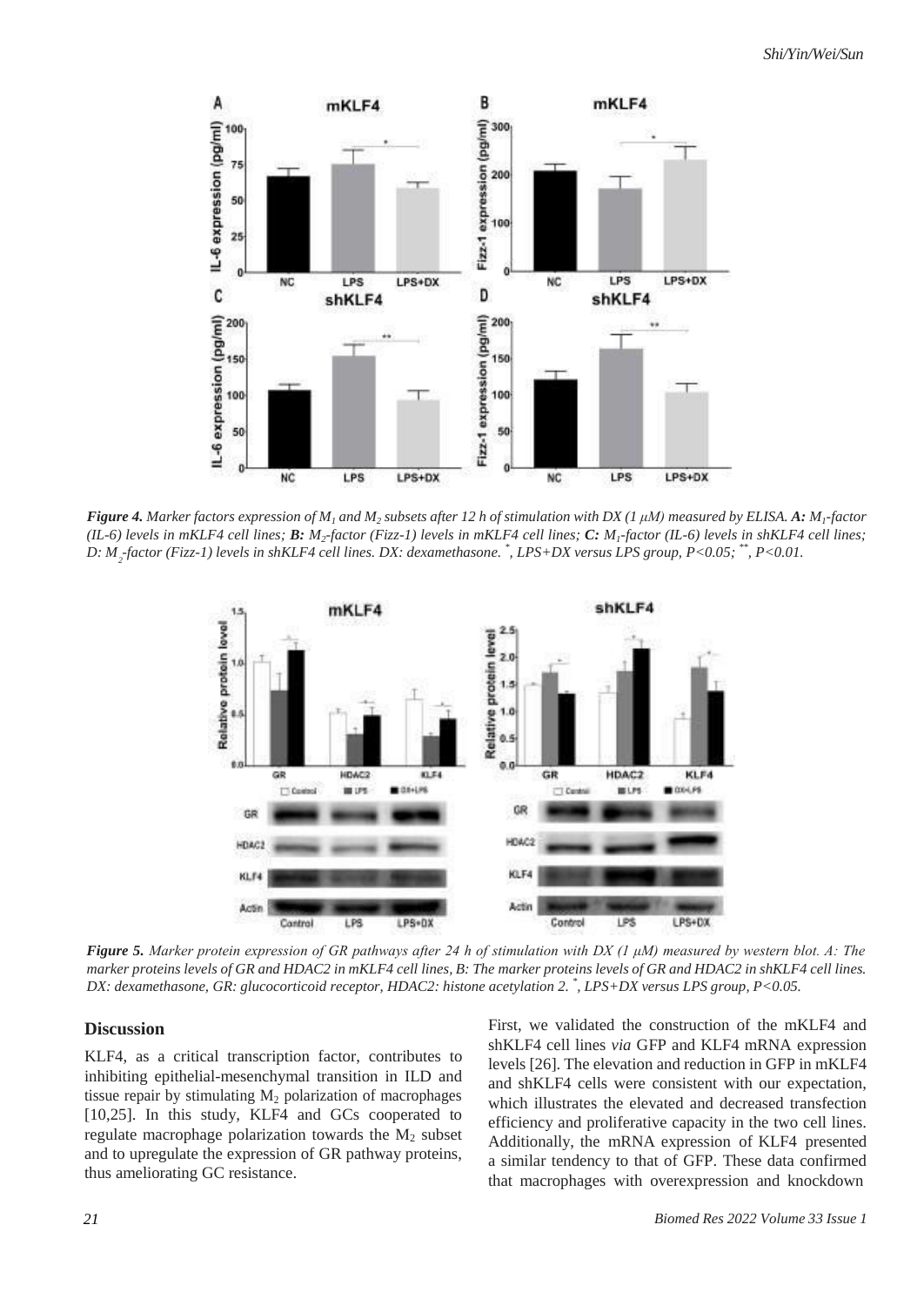***Figure 4.*** *Marker factors expression of $M_1$ and $M_2$ subsets after 12 h of stimulation with DX (1 μM) measured by ELISA.* ***A:*** *$M_1$-factor (IL-6) levels in mKLF4 cell lines;* ***B:*** *$M_2$-factor (Fizz-1) levels in mKLF4 cell lines;* ***C:*** *$M_1$-factor (IL-6) levels in shKLF4 cell lines; D: $M_2$-factor (Fizz-1) levels in shKLF4 cell lines. DX: dexamethasone. \*, LPS+DX versus LPS group, $P<0.05$; \*\*, $P<0.01$.*

***Figure 5.*** *Marker protein expression of GR pathways after 24 h of stimulation with DX (1 μM) measured by western blot. A: The marker proteins levels of GR and HDAC2 in mKLF4 cell lines, B: The marker proteins levels of GR and HDAC2 in shKLF4 cell lines. DX: dexamethasone, GR: glucocorticoid receptor, HDAC2: histone acetylation 2. \*, LPS+DX versus LPS group, $P<0.05$.*

## Discussion

KLF4, as a critical transcription factor, contributes to inhibiting epithelial-mesenchymal transition in ILD and tissue repair by stimulating $M_2$ polarization of macrophages [10,25]. In this study, KLF4 and GCs cooperated to regulate macrophage polarization towards the $M_2$ subset and to upregulate the expression of GR pathway proteins, thus ameliorating GC resistance.

First, we validated the construction of the mKLF4 and shKLF4 cell lines *via* GFP and KLF4 mRNA expression levels [26]. The elevation and reduction in GFP in mKLF4 and shKLF4 cells were consistent with our expectation, which illustrates the elevated and decreased transfection efficiency and proliferative capacity in the two cell lines. Additionally, the mRNA expression of KLF4 presented a similar tendency to that of GFP. These data confirmed that macrophages with overexpression and knockdown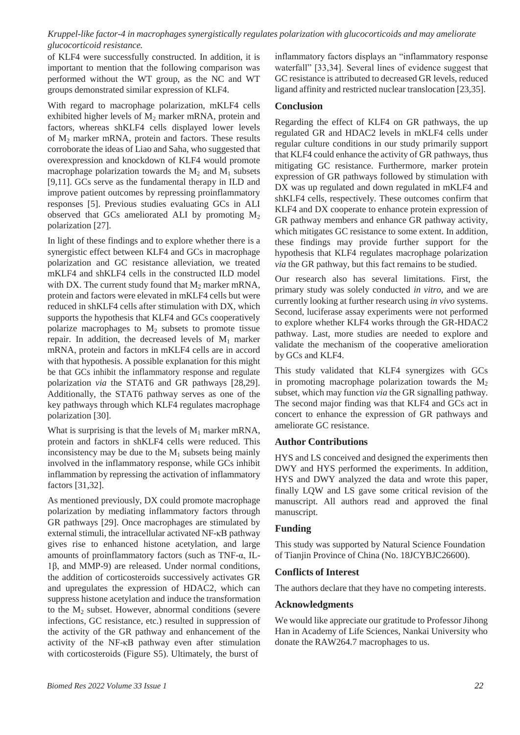of KLF4 were successfully constructed. In addition, it is important to mention that the following comparison was performed without the WT group, as the NC and WT groups demonstrated similar expression of KLF4.

With regard to macrophage polarization, mKLF4 cells exhibited higher levels of $M_2$ marker mRNA, protein and factors, whereas shKLF4 cells displayed lower levels of $M_2$ marker mRNA, protein and factors. These results corroborate the ideas of Liao and Saha, who suggested that overexpression and knockdown of KLF4 would promote macrophage polarization towards the $M_2$ and $M_1$ subsets [9,11]. GCs serve as the fundamental therapy in ILD and improve patient outcomes by repressing proinflammatory responses [5]. Previous studies evaluating GCs in ALI observed that GCs ameliorated ALI by promoting $M_2$ polarization [27].

In light of these findings and to explore whether there is a synergistic effect between KLF4 and GCs in macrophage polarization and GC resistance alleviation, we treated mKLF4 and shKLF4 cells in the constructed ILD model with DX. The current study found that $M_2$ marker mRNA, protein and factors were elevated in mKLF4 cells but were reduced in shKLF4 cells after stimulation with DX, which supports the hypothesis that KLF4 and GCs cooperatively polarize macrophages to $M_2$ subsets to promote tissue repair. In addition, the decreased levels of $M_1$ marker mRNA, protein and factors in mKLF4 cells are in accord with that hypothesis. A possible explanation for this might be that GCs inhibit the inflammatory response and regulate polarization *via* the STAT6 and GR pathways [28,29]. Additionally, the STAT6 pathway serves as one of the key pathways through which KLF4 regulates macrophage polarization [30].

What is surprising is that the levels of $M_1$ marker mRNA, protein and factors in shKLF4 cells were reduced. This inconsistency may be due to the $M_1$ subsets being mainly involved in the inflammatory response, while GCs inhibit inflammation by repressing the activation of inflammatory factors [31,32].

As mentioned previously, DX could promote macrophage polarization by mediating inflammatory factors through GR pathways [29]. Once macrophages are stimulated by external stimuli, the intracellular activated NF-κB pathway gives rise to enhanced histone acetylation, and large amounts of proinflammatory factors (such as TNF-α, IL-1β, and MMP-9) are released. Under normal conditions, the addition of corticosteroids successively activates GR and upregulates the expression of HDAC2, which can suppress histone acetylation and induce the transformation to the $M_2$ subset. However, abnormal conditions (severe infections, GC resistance, etc.) resulted in suppression of the activity of the GR pathway and enhancement of the activity of the NF-κB pathway even after stimulation with corticosteroids (Figure S5). Ultimately, the burst of inflammatory factors displays an "inflammatory response waterfall" [33,34]. Several lines of evidence suggest that GC resistance is attributed to decreased GR levels, reduced ligand affinity and restricted nuclear translocation [23,35].

## Conclusion

Regarding the effect of KLF4 on GR pathways, the up regulated GR and HDAC2 levels in mKLF4 cells under regular culture conditions in our study primarily support that KLF4 could enhance the activity of GR pathways, thus mitigating GC resistance. Furthermore, marker protein expression of GR pathways followed by stimulation with DX was up regulated and down regulated in mKLF4 and shKLF4 cells, respectively. These outcomes confirm that KLF4 and DX cooperate to enhance protein expression of GR pathway members and enhance GR pathway activity, which mitigates GC resistance to some extent. In addition, these findings may provide further support for the hypothesis that KLF4 regulates macrophage polarization *via* the GR pathway, but this fact remains to be studied.

Our research also has several limitations. First, the primary study was solely conducted *in vitro*, and we are currently looking at further research using *in vivo* systems. Second, luciferase assay experiments were not performed to explore whether KLF4 works through the GR-HDAC2 pathway. Last, more studies are needed to explore and validate the mechanism of the cooperative amelioration by GCs and KLF4.

This study validated that KLF4 synergizes with GCs in promoting macrophage polarization towards the $M_2$ subset, which may function *via* the GR signalling pathway. The second major finding was that KLF4 and GCs act in concert to enhance the expression of GR pathways and ameliorate GC resistance.

## Author Contributions

HYS and LS conceived and designed the experiments then DWY and HYS performed the experiments. In addition, HYS and DWY analyzed the data and wrote this paper, finally LQW and LS gave some critical revision of the manuscript. All authors read and approved the final manuscript.

## Funding

This study was supported by Natural Science Foundation of Tianjin Province of China (No. 18JCYBJC26600).

## Conflicts of Interest

The authors declare that they have no competing interests.

## Acknowledgments

We would like appreciate our gratitude to Professor Jihong Han in Academy of Life Sciences, Nankai University who donate the RAW264.7 macrophages to us.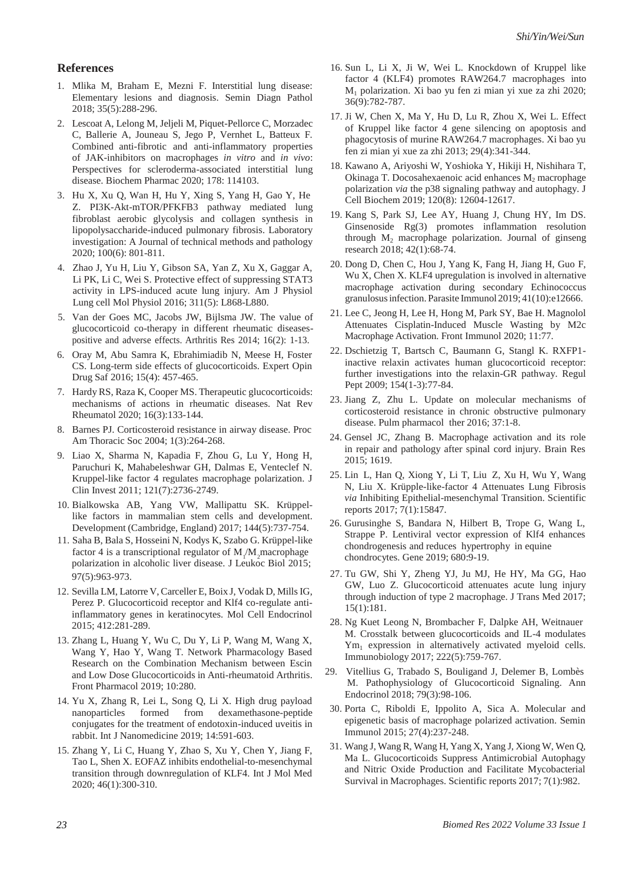## References

1. Mlika M, Braham E, Mezni F. Interstitial lung disease: Elementary lesions and diagnosis. Semin Diagn Pathol 2018; 35(5):288-296.
2. Lescoat A, Lelong M, Jeljeli M, Piquet-Pellorce C, Morzadec C, Ballerie A, Jouneau S, Jego P, Vernhet L, Batteux F. Combined anti-fibrotic and anti-inflammatory properties of JAK-inhibitors on macrophages *in vitro* and *in vivo*: Perspectives for scleroderma-associated interstitial lung disease. Biochem Pharmac 2020; 178: 114103.
3. Hu X, Xu Q, Wan H, Hu Y, Xing S, Yang H, Gao Y, He Z. PI3K-Akt-mTOR/PFKFB3 pathway mediated lung fibroblast aerobic glycolysis and collagen synthesis in lipopolysaccharide-induced pulmonary fibrosis. Laboratory investigation: A Journal of technical methods and pathology 2020; 100(6): 801-811.
4. Zhao J, Yu H, Liu Y, Gibson SA, Yan Z, Xu X, Gaggar A, Li PK, Li C, Wei S. Protective effect of suppressing STAT3 activity in LPS-induced acute lung injury. Am J Physiol Lung cell Mol Physiol 2016; 311(5): L868-L880.
5. Van der Goes MC, Jacobs JW, Bijlsma JW. The value of glucocorticoid co-therapy in different rheumatic diseases-positive and adverse effects. Arthritis Res 2014; 16(2): 1-13.
6. Oray M, Abu Samra K, Ebrahimiadib N, Meese H, Foster CS. Long-term side effects of glucocorticoids. Expert Opin Drug Saf 2016; 15(4): 457-465.
7. Hardy RS, Raza K, Cooper MS. Therapeutic glucocorticoids: mechanisms of actions in rheumatic diseases. Nat Rev Rheumatol 2020; 16(3):133-144.
8. Barnes PJ. Corticosteroid resistance in airway disease. Proc Am Thoracic Soc 2004; 1(3):264-268.
9. Liao X, Sharma N, Kapadia F, Zhou G, Lu Y, Hong H, Paruchuri K, Mahabeleshwar GH, Dalmas E, Venteclef N. Kruppel-like factor 4 regulates macrophage polarization. J Clin Invest 2011; 121(7):2736-2749.
10. Bialkowska AB, Yang VW, Mallipattu SK. Krüppel-like factors in mammalian stem cells and development. Development (Cambridge, England) 2017; 144(5):737-754.
11. Saha B, Bala S, Hosseini N, Kodys K, Szabo G. Krüppel-like factor 4 is a transcriptional regulator of $M_1/M_2$ macrophage polarization in alcoholic liver disease. J Leukoc Biol 2015; 97(5):963-973.
12. Sevilla LM, Latorre V, Carceller E, Boix J, Vodak D, Mills IG, Perez P. Glucocorticoid receptor and Klf4 co-regulate anti-inflammatory genes in keratinocytes. Mol Cell Endocrinol 2015; 412:281-289.
13. Zhang L, Huang Y, Wu C, Du Y, Li P, Wang M, Wang X, Wang Y, Hao Y, Wang T. Network Pharmacology Based Research on the Combination Mechanism between Escin and Low Dose Glucocorticoids in Anti-rheumatoid Arthritis. Front Pharmacol 2019; 10:280.
14. Yu X, Zhang R, Lei L, Song Q, Li X. High drug payload nanoparticles formed from dexamethasone-peptide conjugates for the treatment of endotoxin-induced uveitis in rabbit. Int J Nanomedicine 2019; 14:591-603.
15. Zhang Y, Li C, Huang Y, Zhao S, Xu Y, Chen Y, Jiang F, Tao L, Shen X. EOFAZ inhibits endothelial-to-mesenchymal transition through downregulation of KLF4. Int J Mol Med 2020; 46(1):300-310.
16. Sun L, Li X, Ji W, Wei L. Knockdown of Kruppel like factor 4 (KLF4) promotes RAW264.7 macrophages into $M_1$ polarization. Xi bao yu fen zi mian yi xue za zhi 2020; 36(9):782-787.
17. Ji W, Chen X, Ma Y, Hu D, Lu R, Zhou X, Wei L. Effect of Kruppel like factor 4 gene silencing on apoptosis and phagocytosis of murine RAW264.7 macrophages. Xi bao yu fen zi mian yi xue za zhi 2013; 29(4):341-344.
18. Kawano A, Ariyoshi W, Yoshioka Y, Hikiji H, Nishihara T, Okinaga T. Docosahexaenoic acid enhances $M_2$ macrophage polarization *via* the p38 signaling pathway and autophagy. J Cell Biochem 2019; 120(8): 12604-12617.
19. Kang S, Park SJ, Lee AY, Huang J, Chung HY, Im DS. Ginsenoside Rg(3) promotes inflammation resolution through $M_2$ macrophage polarization. Journal of ginseng research 2018; 42(1):68-74.
20. Dong D, Chen C, Hou J, Yang K, Fang H, Jiang H, Guo F, Wu X, Chen X. KLF4 upregulation is involved in alternative macrophage activation during secondary Echinococcus granulosus infection. Parasite Immunol 2019; 41(10):e12666.
21. Lee C, Jeong H, Lee H, Hong M, Park SY, Bae H. Magnolol Attenuates Cisplatin-Induced Muscle Wasting by M2c Macrophage Activation. Front Immunol 2020; 11:77.
22. Dschietzig T, Bartsch C, Baumann G, Stangl K. RXFP1-inactive relaxin activates human glucocorticoid receptor: further investigations into the relaxin-GR pathway. Regul Pept 2009; 154(1-3):77-84.
23. Jiang Z, Zhu L. Update on molecular mechanisms of corticosteroid resistance in chronic obstructive pulmonary disease. Pulm pharmacol ther 2016; 37:1-8.
24. Gensel JC, Zhang B. Macrophage activation and its role in repair and pathology after spinal cord injury. Brain Res 2015; 1619.
25. Lin L, Han Q, Xiong Y, Li T, Liu Z, Xu H, Wu Y, Wang N, Liu X. Krüpple-like-factor 4 Attenuates Lung Fibrosis *via* Inhibiting Epithelial-mesenchymal Transition. Scientific reports 2017; 7(1):15847.
26. Gurusinghe S, Bandara N, Hilbert B, Trope G, Wang L, Strappe P. Lentiviral vector expression of Klf4 enhances chondrogenesis and reduces hypertrophy in equine chondrocytes. Gene 2019; 680:9-19.
27. Tu GW, Shi Y, Zheng YJ, Ju MJ, He HY, Ma GG, Hao GW, Luo Z. Glucocorticoid attenuates acute lung injury through induction of type 2 macrophage. J Trans Med 2017; 15(1):181.
28. Ng Kuet Leong N, Brombacher F, Dalpke AH, Weitnauer M. Crosstalk between glucocorticoids and IL-4 modulates $Ym_1$ expression in alternatively activated myeloid cells. Immunobiology 2017; 222(5):759-767.
29. Vitellius G, Trabado S, Bouligand J, Delemer B, Lombès M. Pathophysiology of Glucocorticoid Signaling. Ann Endocrinol 2018; 79(3):98-106.
30. Porta C, Riboldi E, Ippolito A, Sica A. Molecular and epigenetic basis of macrophage polarized activation. Semin Immunol 2015; 27(4):237-248.
31. Wang J, Wang R, Wang H, Yang X, Yang J, Xiong W, Wen Q, Ma L. Glucocorticoids Suppress Antimicrobial Autophagy and Nitric Oxide Production and Facilitate Mycobacterial Survival in Macrophages. Scientific reports 2017; 7(1):982.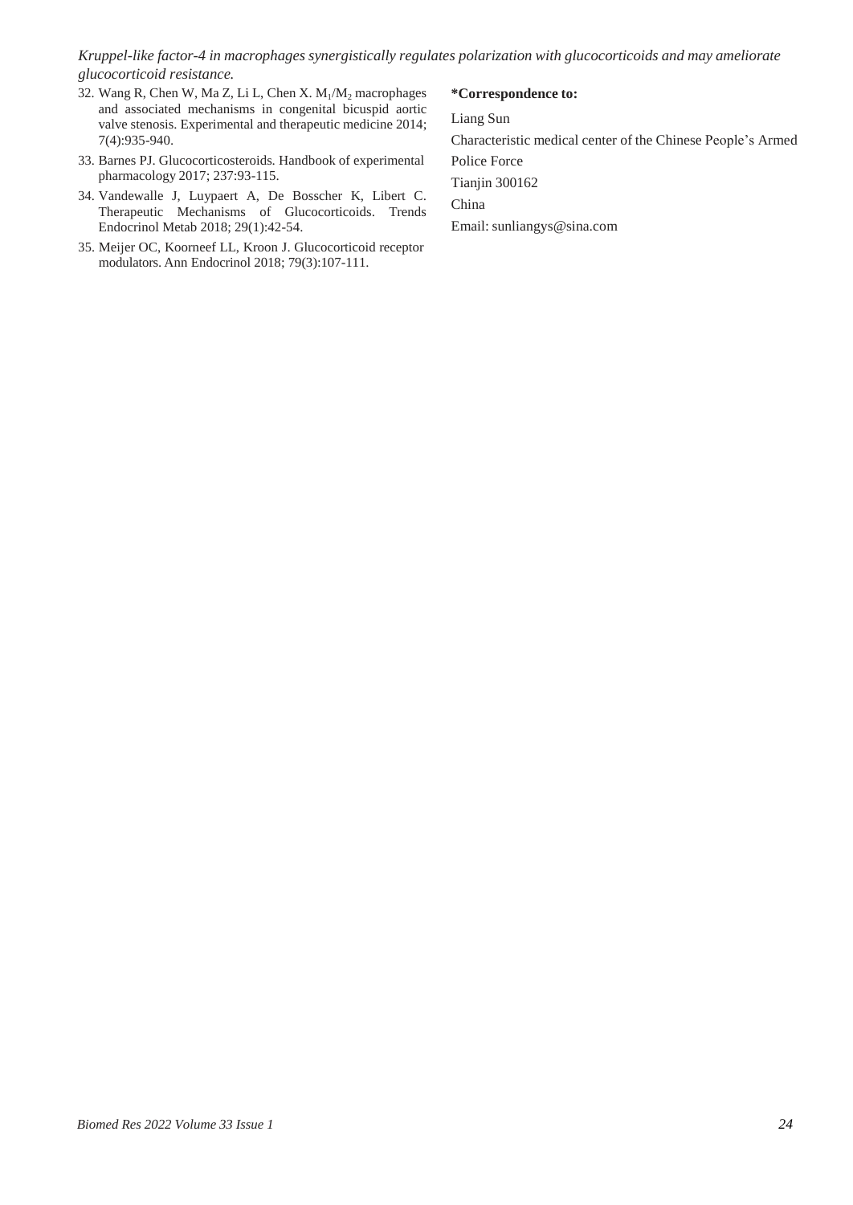32. Wang R, Chen W, Ma Z, Li L, Chen X. $M_1/M_2$ macrophages and associated mechanisms in congenital bicuspid aortic valve stenosis. Experimental and therapeutic medicine 2014; 7(4):935-940.
33. Barnes PJ. Glucocorticosteroids. Handbook of experimental pharmacology 2017; 237:93-115.
34. Vandewalle J, Luypaert A, De Bosscher K, Libert C. Therapeutic Mechanisms of Glucocorticoids. Trends Endocrinol Metab 2018; 29(1):42-54.
35. Meijer OC, Koorneef LL, Kroon J. Glucocorticoid receptor modulators. Ann Endocrinol 2018; 79(3):107-111.

**\*Correspondence to:**

Liang Sun

Characteristic medical center of the Chinese People's Armed Police Force

Tianjin 300162

China

Email: sunliangys@sina.com